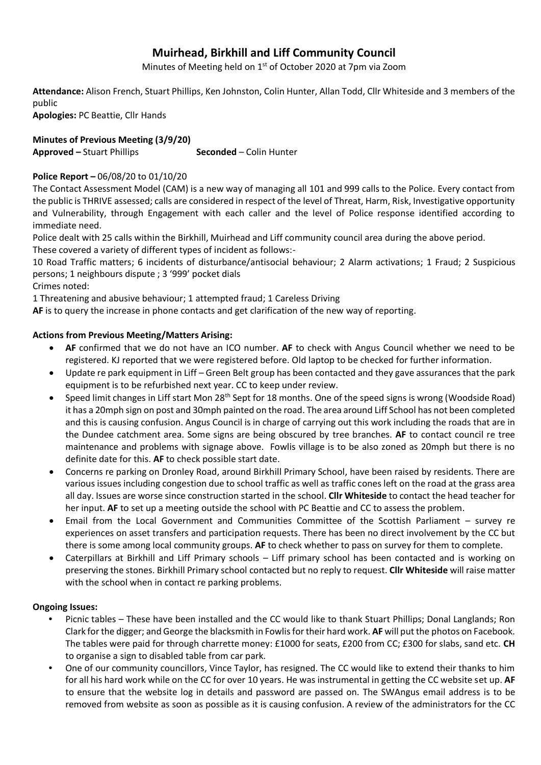# Muirhead, Birkhill and Liff Community Council

Minutes of Meeting held on 1st of October 2020 at 7pm via Zoom

**Attendance:** Alison French, Stuart Phillips, Ken Johnston, Colin Hunter, Allan Todd, Cllr Whiteside and 3 members of the public

**Apologies:** PC Beattie, Cllr Hands

**Minutes of Previous Meeting (3/9/20)**

**Approved –** Stuart Phillips **Seconded** – Colin Hunter

**Police Report –** 06/08/20 to 01/10/20

The Contact Assessment Model (CAM) is a new way of managing all 101 and 999 calls to the Police. Every contact from the public is THRIVE assessed; calls are considered in respect of the level of Threat, Harm, Risk, Investigative opportunity and Vulnerability, through Engagement with each caller and the level of Police response identified according to immediate need.

Police dealt with 25 calls within the Birkhill, Muirhead and Liff community council area during the above period.

These covered a variety of different types of incident as follows:-

10 Road Traffic matters; 6 incidents of disturbance/antisocial behaviour; 2 Alarm activations; 1 Fraud; 2 Suspicious persons; 1 neighbours dispute ; 3 '999' pocket dials

Crimes noted:

1 Threatening and abusive behaviour; 1 attempted fraud; 1 Careless Driving

**AF** is to query the increase in phone contacts and get clarification of the new way of reporting.

**Actions from Previous Meeting/Matters Arising:**

- **AF** confirmed that we do not have an ICO number. **AF** to check with Angus Council whether we need to be registered. KJ reported that we were registered before. Old laptop to be checked for further information.
- Update re park equipment in Liff – Green Belt group has been contacted and they gave assurances that the park equipment is to be refurbished next year. CC to keep under review.
- Speed limit changes in Liff start Mon 28th Sept for 18 months. One of the speed signs is wrong (Woodside Road) it has a 20mph sign on post and 30mph painted on the road. The area around Liff School has not been completed and this is causing confusion. Angus Council is in charge of carrying out this work including the roads that are in the Dundee catchment area. Some signs are being obscured by tree branches. **AF** to contact council re tree maintenance and problems with signage above. Fowlis village is to be also zoned as 20mph but there is no definite date for this. **AF** to check possible start date.
- Concerns re parking on Dronley Road, around Birkhill Primary School, have been raised by residents. There are various issues including congestion due to school traffic as well as traffic cones left on the road at the grass area all day. Issues are worse since construction started in the school. **Cllr Whiteside** to contact the head teacher for her input. **AF** to set up a meeting outside the school with PC Beattie and CC to assess the problem.
- Email from the Local Government and Communities Committee of the Scottish Parliament – survey re experiences on asset transfers and participation requests. There has been no direct involvement by the CC but there is some among local community groups. **AF** to check whether to pass on survey for them to complete.
- Caterpillars at Birkhill and Liff Primary schools – Liff primary school has been contacted and is working on preserving the stones. Birkhill Primary school contacted but no reply to request. **Cllr Whiteside** will raise matter with the school when in contact re parking problems.

**Ongoing Issues:**

- Picnic tables – These have been installed and the CC would like to thank Stuart Phillips; Donal Langlands; Ron Clark for the digger; and George the blacksmith in Fowlis for their hard work. **AF** will put the photos on Facebook. The tables were paid for through charrette money: £1000 for seats, £200 from CC; £300 for slabs, sand etc. **CH** to organise a sign to disabled table from car park.
- One of our community councillors, Vince Taylor, has resigned. The CC would like to extend their thanks to him for all his hard work while on the CC for over 10 years. He was instrumental in getting the CC website set up. **AF** to ensure that the website log in details and password are passed on. The SWAngus email address is to be removed from website as soon as possible as it is causing confusion. A review of the administrators for the CC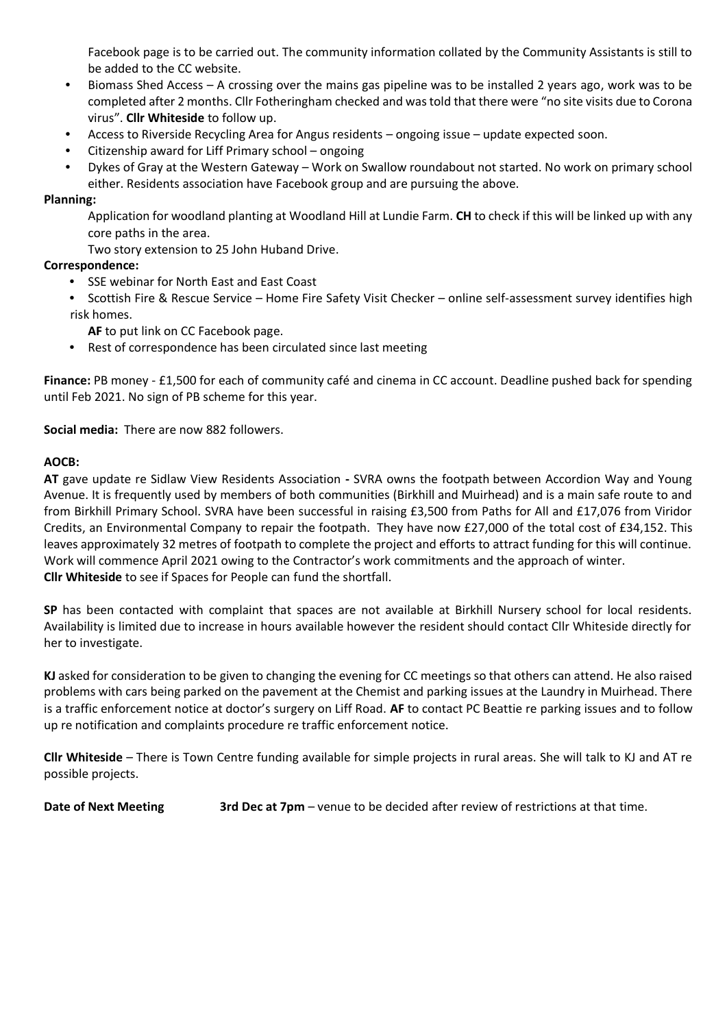Facebook page is to be carried out. The community information collated by the Community Assistants is still to be added to the CC website.

- Biomass Shed Access – A crossing over the mains gas pipeline was to be installed 2 years ago, work was to be completed after 2 months. Cllr Fotheringham checked and was told that there were "no site visits due to Corona virus". **Cllr Whiteside** to follow up.
- Access to Riverside Recycling Area for Angus residents – ongoing issue – update expected soon.
- Citizenship award for Liff Primary school – ongoing
- Dykes of Gray at the Western Gateway – Work on Swallow roundabout not started. No work on primary school either. Residents association have Facebook group and are pursuing the above.

**Planning:**

Application for woodland planting at Woodland Hill at Lundie Farm. **CH** to check if this will be linked up with any core paths in the area.

Two story extension to 25 John Huband Drive.

**Correspondence:**

- SSE webinar for North East and East Coast
- Scottish Fire & Rescue Service – Home Fire Safety Visit Checker – online self-assessment survey identifies high risk homes.

  **AF** to put link on CC Facebook page.
- Rest of correspondence has been circulated since last meeting

**Finance:** PB money - £1,500 for each of community café and cinema in CC account. Deadline pushed back for spending until Feb 2021. No sign of PB scheme for this year.

**Social media:** There are now 882 followers.

**AOCB:**

**AT** gave update re Sidlaw View Residents Association **-** SVRA owns the footpath between Accordion Way and Young Avenue. It is frequently used by members of both communities (Birkhill and Muirhead) and is a main safe route to and from Birkhill Primary School. SVRA have been successful in raising £3,500 from Paths for All and £17,076 from Viridor Credits, an Environmental Company to repair the footpath. They have now £27,000 of the total cost of £34,152. This leaves approximately 32 metres of footpath to complete the project and efforts to attract funding for this will continue. Work will commence April 2021 owing to the Contractor's work commitments and the approach of winter.
**Cllr Whiteside** to see if Spaces for People can fund the shortfall.

**SP** has been contacted with complaint that spaces are not available at Birkhill Nursery school for local residents. Availability is limited due to increase in hours available however the resident should contact Cllr Whiteside directly for her to investigate.

**KJ** asked for consideration to be given to changing the evening for CC meetings so that others can attend. He also raised problems with cars being parked on the pavement at the Chemist and parking issues at the Laundry in Muirhead. There is a traffic enforcement notice at doctor's surgery on Liff Road. **AF** to contact PC Beattie re parking issues and to follow up re notification and complaints procedure re traffic enforcement notice.

**Cllr Whiteside** – There is Town Centre funding available for simple projects in rural areas. She will talk to KJ and AT re possible projects.

**Date of Next Meeting** **3rd Dec at 7pm** – venue to be decided after review of restrictions at that time.